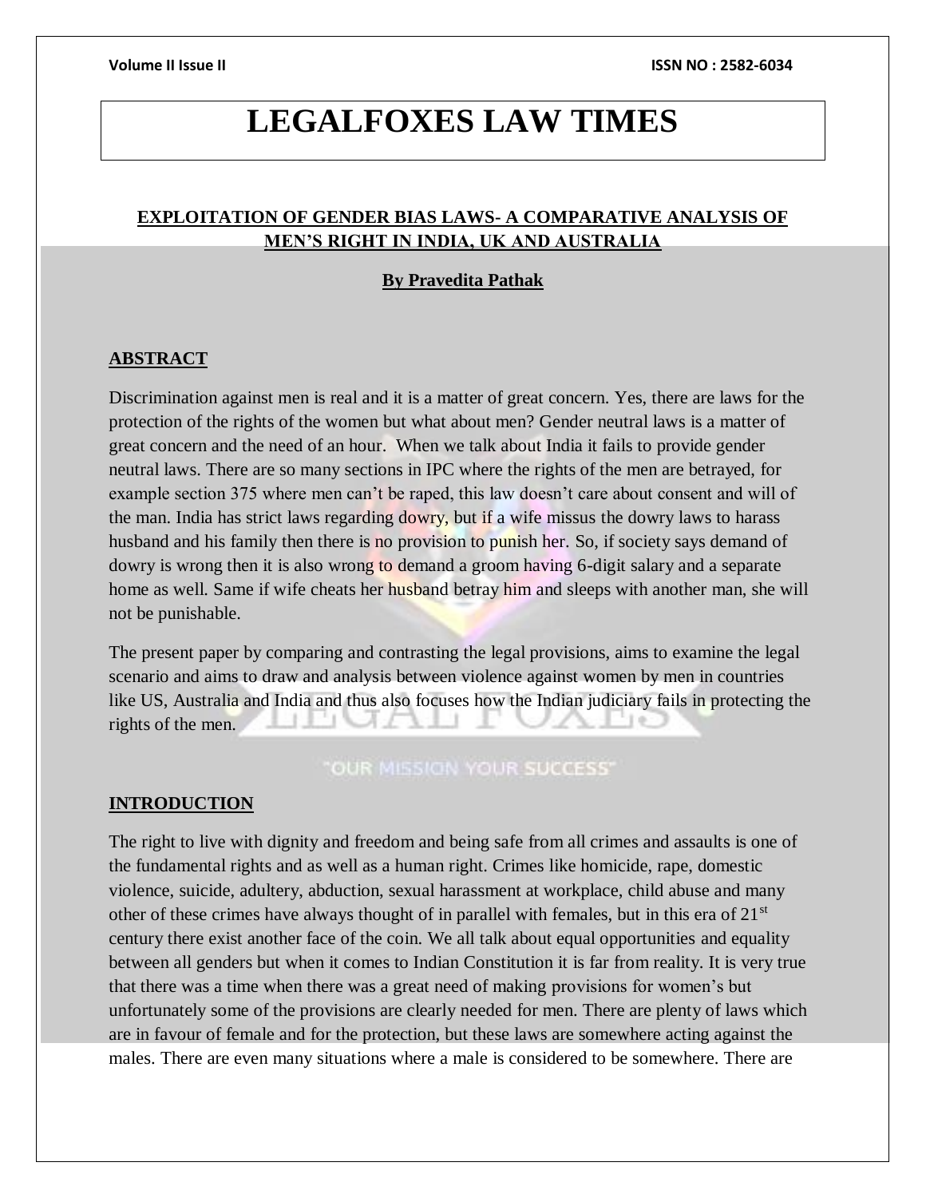# LEGALFOXES LAW TIMES

## EXPLOITATION OF GENDER BIAS LAWS- A COMPARATIVE ANALYSIS OF MEN'S RIGHT IN INDIA, UK AND AUSTRALIA

**By Pravedita Pathak**

## ABSTRACT

Discrimination against men is real and it is a matter of great concern. Yes, there are laws for the protection of the rights of the women but what about men? Gender neutral laws is a matter of great concern and the need of an hour. When we talk about India it fails to provide gender neutral laws. There are so many sections in IPC where the rights of the men are betrayed, for example section 375 where men can't be raped, this law doesn't care about consent and will of the man. India has strict laws regarding dowry, but if a wife missus the dowry laws to harass husband and his family then there is no provision to punish her. So, if society says demand of dowry is wrong then it is also wrong to demand a groom having 6-digit salary and a separate home as well. Same if wife cheats her husband betray him and sleeps with another man, she will not be punishable.

The present paper by comparing and contrasting the legal provisions, aims to examine the legal scenario and aims to draw and analysis between violence against women by men in countries like US, Australia and India and thus also focuses how the Indian judiciary fails in protecting the rights of the men.

## INTRODUCTION

The right to live with dignity and freedom and being safe from all crimes and assaults is one of the fundamental rights and as well as a human right. Crimes like homicide, rape, domestic violence, suicide, adultery, abduction, sexual harassment at workplace, child abuse and many other of these crimes have always thought of in parallel with females, but in this era of 21st century there exist another face of the coin. We all talk about equal opportunities and equality between all genders but when it comes to Indian Constitution it is far from reality. It is very true that there was a time when there was a great need of making provisions for women's but unfortunately some of the provisions are clearly needed for men. There are plenty of laws which are in favour of female and for the protection, but these laws are somewhere acting against the males. There are even many situations where a male is considered to be somewhere. There are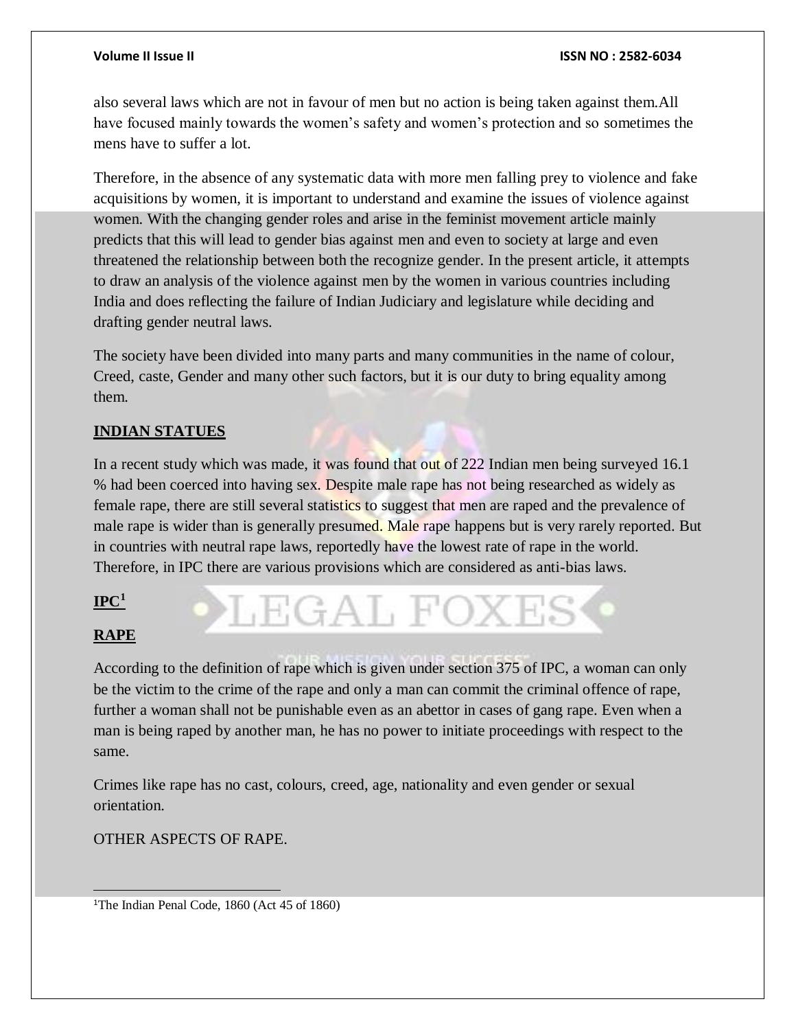also several laws which are not in favour of men but no action is being taken against them.All have focused mainly towards the women's safety and women's protection and so sometimes the mens have to suffer a lot.

Therefore, in the absence of any systematic data with more men falling prey to violence and fake acquisitions by women, it is important to understand and examine the issues of violence against women. With the changing gender roles and arise in the feminist movement article mainly predicts that this will lead to gender bias against men and even to society at large and even threatened the relationship between both the recognize gender. In the present article, it attempts to draw an analysis of the violence against men by the women in various countries including India and does reflecting the failure of Indian Judiciary and legislature while deciding and drafting gender neutral laws.

The society have been divided into many parts and many communities in the name of colour, Creed, caste, Gender and many other such factors, but it is our duty to bring equality among them.

## **INDIAN STATUES**

In a recent study which was made, it was found that out of 222 Indian men being surveyed 16.1 % had been coerced into having sex. Despite male rape has not being researched as widely as female rape, there are still several statistics to suggest that men are raped and the prevalence of male rape is wider than is generally presumed. Male rape happens but is very rarely reported. But in countries with neutral rape laws, reportedly have the lowest rate of rape in the world. Therefore, in IPC there are various provisions which are considered as anti-bias laws.

## **IPC**[1]

## **RAPE**

According to the definition of rape which is given under section 375 of IPC, a woman can only be the victim to the crime of the rape and only a man can commit the criminal offence of rape, further a woman shall not be punishable even as an abettor in cases of gang rape. Even when a man is being raped by another man, he has no power to initiate proceedings with respect to the same.

Crimes like rape has no cast, colours, creed, age, nationality and even gender or sexual orientation.

OTHER ASPECTS OF RAPE.

---

[1] The Indian Penal Code, 1860 (Act 45 of 1860)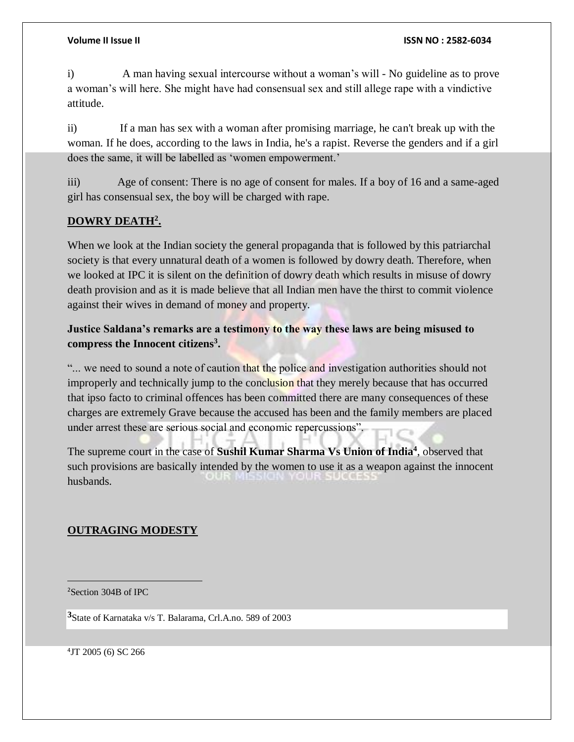i) A man having sexual intercourse without a woman's will - No guideline as to prove a woman's will here. She might have had consensual sex and still allege rape with a vindictive attitude.

ii) If a man has sex with a woman after promising marriage, he can't break up with the woman. If he does, according to the laws in India, he's a rapist. Reverse the genders and if a girl does the same, it will be labelled as 'women empowerment.'

iii) Age of consent: There is no age of consent for males. If a boy of 16 and a same-aged girl has consensual sex, the boy will be charged with rape.

## DOWRY DEATH[2].

When we look at the Indian society the general propaganda that is followed by this patriarchal society is that every unnatural death of a women is followed by dowry death. Therefore, when we looked at IPC it is silent on the definition of dowry death which results in misuse of dowry death provision and as it is made believe that all Indian men have the thirst to commit violence against their wives in demand of money and property.

**Justice Saldana's remarks are a testimony to the way these laws are being misused to compress the Innocent citizens[3].**

"... we need to sound a note of caution that the police and investigation authorities should not improperly and technically jump to the conclusion that they merely because that has occurred that ipso facto to criminal offences has been committed there are many consequences of these charges are extremely Grave because the accused has been and the family members are placed under arrest these are serious social and economic repercussions".

The supreme court in the case of **Sushil Kumar Sharma Vs Union of India[4]**, observed that such provisions are basically intended by the women to use it as a weapon against the innocent husbands.

## OUTRAGING MODESTY

---

[2]Section 304B of IPC

[3]State of Karnataka v/s T. Balarama, Crl.A.no. 589 of 2003

[4]JT 2005 (6) SC 266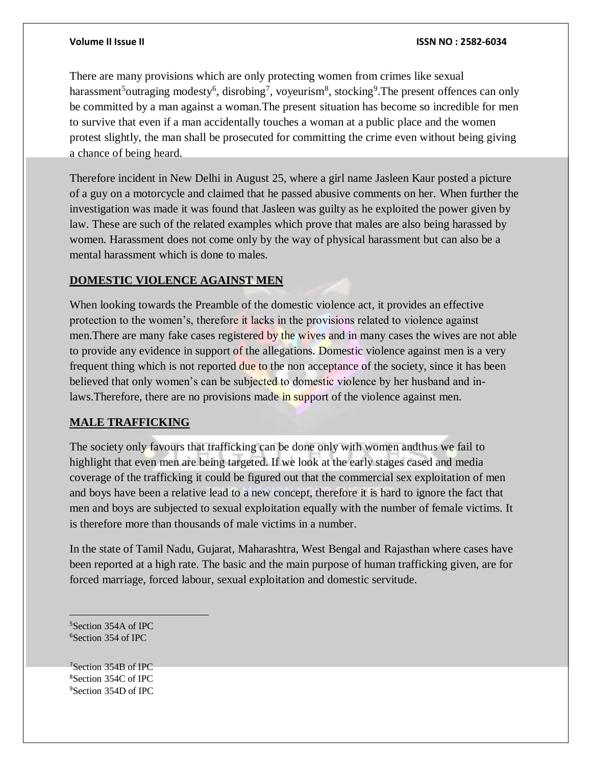There are many provisions which are only protecting women from crimes like sexual harassment[5]outraging modesty[6], disrobing[7], voyeurism[8], stocking[9].The present offences can only be committed by a man against a woman.The present situation has become so incredible for men to survive that even if a man accidentally touches a woman at a public place and the women protest slightly, the man shall be prosecuted for committing the crime even without being giving a chance of being heard.

Therefore incident in New Delhi in August 25, where a girl name Jasleen Kaur posted a picture of a guy on a motorcycle and claimed that he passed abusive comments on her. When further the investigation was made it was found that Jasleen was guilty as he exploited the power given by law. These are such of the related examples which prove that males are also being harassed by women. Harassment does not come only by the way of physical harassment but can also be a mental harassment which is done to males.

## DOMESTIC VIOLENCE AGAINST MEN

When looking towards the Preamble of the domestic violence act, it provides an effective protection to the women's, therefore it lacks in the provisions related to violence against men.There are many fake cases registered by the wives and in many cases the wives are not able to provide any evidence in support of the allegations. Domestic violence against men is a very frequent thing which is not reported due to the non acceptance of the society, since it has been believed that only women's can be subjected to domestic violence by her husband and in-laws.Therefore, there are no provisions made in support of the violence against men.

## MALE TRAFFICKING

The society only favours that trafficking can be done only with women andthus we fail to highlight that even men are being targeted. If we look at the early stages cased and media coverage of the trafficking it could be figured out that the commercial sex exploitation of men and boys have been a relative lead to a new concept, therefore it is hard to ignore the fact that men and boys are subjected to sexual exploitation equally with the number of female victims. It is therefore more than thousands of male victims in a number.

In the state of Tamil Nadu, Gujarat, Maharashtra, West Bengal and Rajasthan where cases have been reported at a high rate. The basic and the main purpose of human trafficking given, are for forced marriage, forced labour, sexual exploitation and domestic servitude.

---

[5]Section 354A of IPC

[6]Section 354 of IPC

[7]Section 354B of IPC

[8]Section 354C of IPC

[9]Section 354D of IPC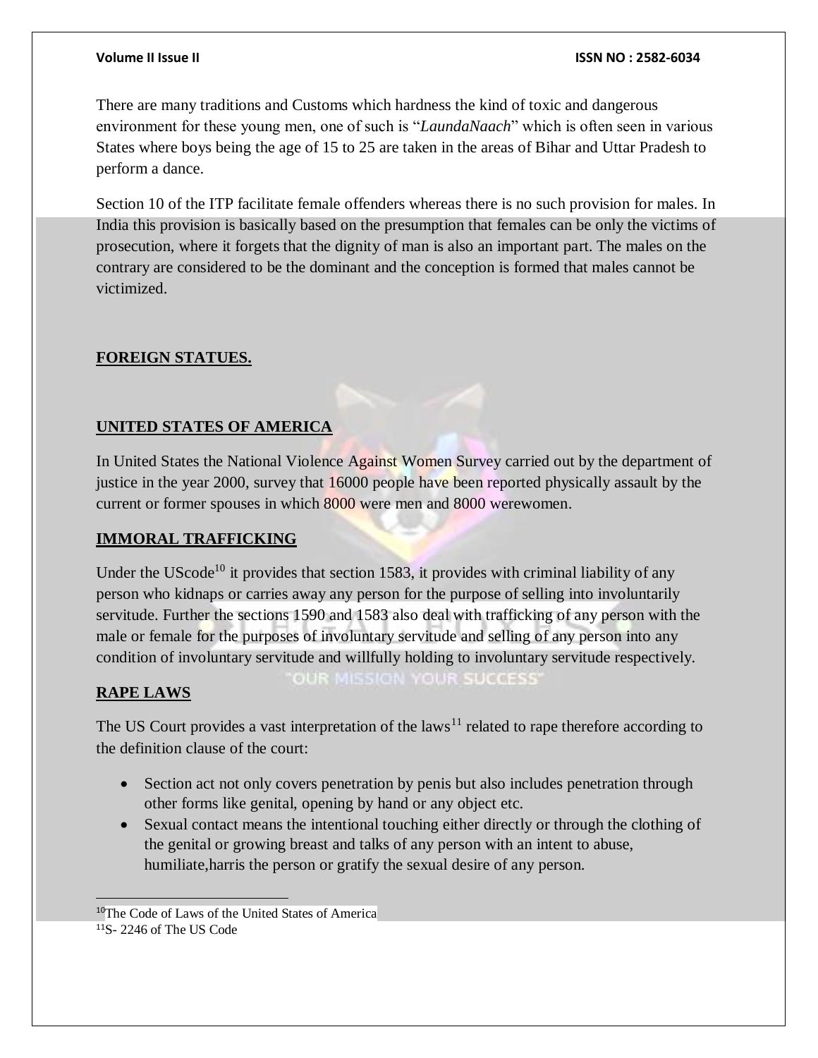There are many traditions and Customs which hardness the kind of toxic and dangerous environment for these young men, one of such is "*LaundaNaach*" which is often seen in various States where boys being the age of 15 to 25 are taken in the areas of Bihar and Uttar Pradesh to perform a dance.

Section 10 of the ITP facilitate female offenders whereas there is no such provision for males. In India this provision is basically based on the presumption that females can be only the victims of prosecution, where it forgets that the dignity of man is also an important part. The males on the contrary are considered to be the dominant and the conception is formed that males cannot be victimized.

## FOREIGN STATUES.

### UNITED STATES OF AMERICA

In United States the National Violence Against Women Survey carried out by the department of justice in the year 2000, survey that 16000 people have been reported physically assault by the current or former spouses in which 8000 were men and 8000 werewomen.

### IMMORAL TRAFFICKING

Under the UScode[10] it provides that section 1583, it provides with criminal liability of any person who kidnaps or carries away any person for the purpose of selling into involuntarily servitude. Further the sections 1590 and 1583 also deal with trafficking of any person with the male or female for the purposes of involuntary servitude and selling of any person into any condition of involuntary servitude and willfully holding to involuntary servitude respectively.

### RAPE LAWS

The US Court provides a vast interpretation of the laws[11] related to rape therefore according to the definition clause of the court:

- Section act not only covers penetration by penis but also includes penetration through other forms like genital, opening by hand or any object etc.
- Sexual contact means the intentional touching either directly or through the clothing of the genital or growing breast and talks of any person with an intent to abuse, humiliate,harris the person or gratify the sexual desire of any person.

---

[10]The Code of Laws of the United States of America

[11]S- 2246 of The US Code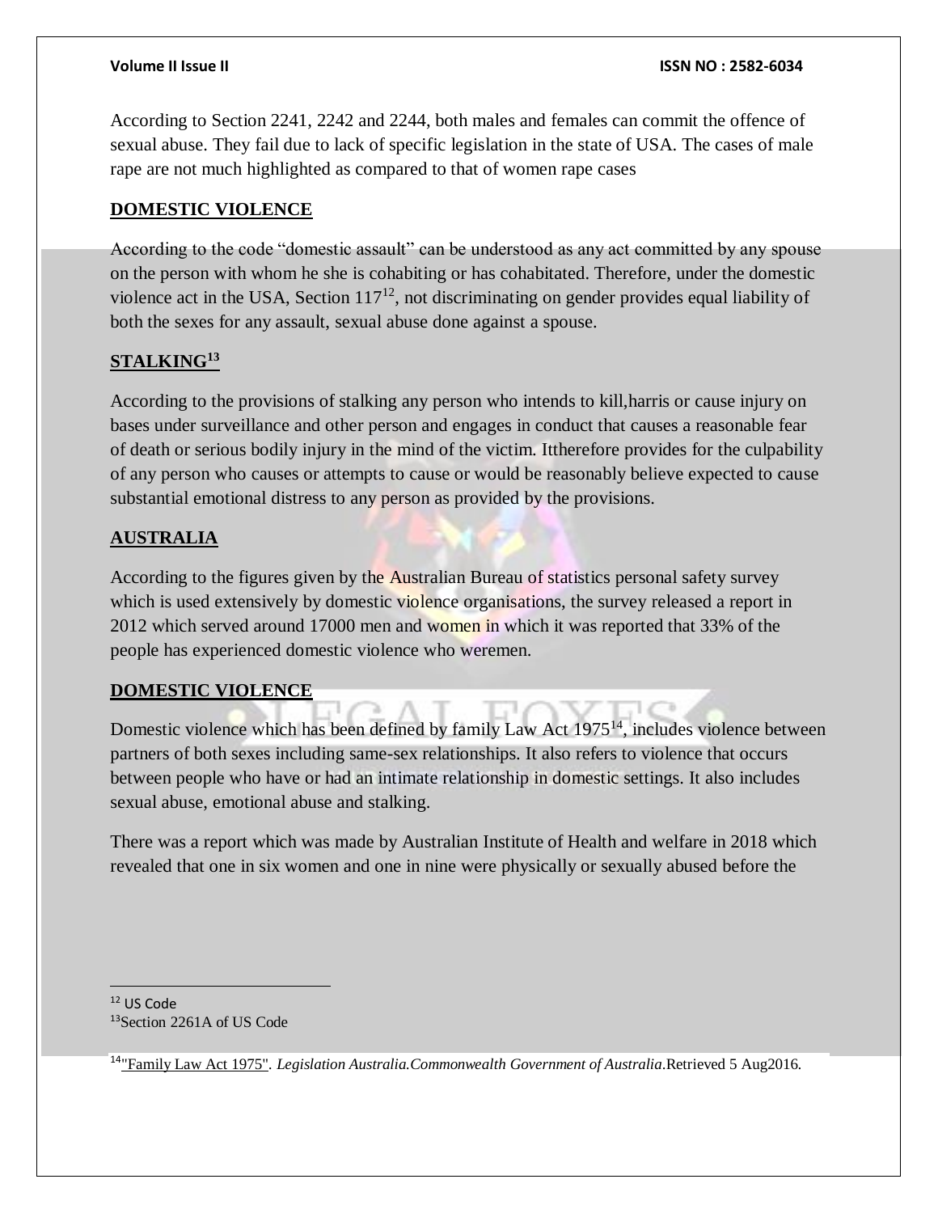According to Section 2241, 2242 and 2244, both males and females can commit the offence of sexual abuse. They fail due to lack of specific legislation in the state of USA. The cases of male rape are not much highlighted as compared to that of women rape cases

## DOMESTIC VIOLENCE

According to the code "domestic assault" can be understood as any act committed by any spouse on the person with whom he she is cohabiting or has cohabitated. Therefore, under the domestic violence act in the USA, Section 117[12], not discriminating on gender provides equal liability of both the sexes for any assault, sexual abuse done against a spouse.

## STALKING[13]

According to the provisions of stalking any person who intends to kill,harris or cause injury on bases under surveillance and other person and engages in conduct that causes a reasonable fear of death or serious bodily injury in the mind of the victim. Ittherefore provides for the culpability of any person who causes or attempts to cause or would be reasonably believe expected to cause substantial emotional distress to any person as provided by the provisions.

## AUSTRALIA

According to the figures given by the Australian Bureau of statistics personal safety survey which is used extensively by domestic violence organisations, the survey released a report in 2012 which served around 17000 men and women in which it was reported that 33% of the people has experienced domestic violence who weremen.

## DOMESTIC VIOLENCE

Domestic violence which has been defined by family Law Act 1975[14], includes violence between partners of both sexes including same-sex relationships. It also refers to violence that occurs between people who have or had an intimate relationship in domestic settings. It also includes sexual abuse, emotional abuse and stalking.

There was a report which was made by Australian Institute of Health and welfare in 2018 which revealed that one in six women and one in nine were physically or sexually abused before the

---

[12] US Code

[13] Section 2261A of US Code

[14] "Family Law Act 1975". *Legislation Australia.Commonwealth Government of Australia*.Retrieved 5 Aug2016.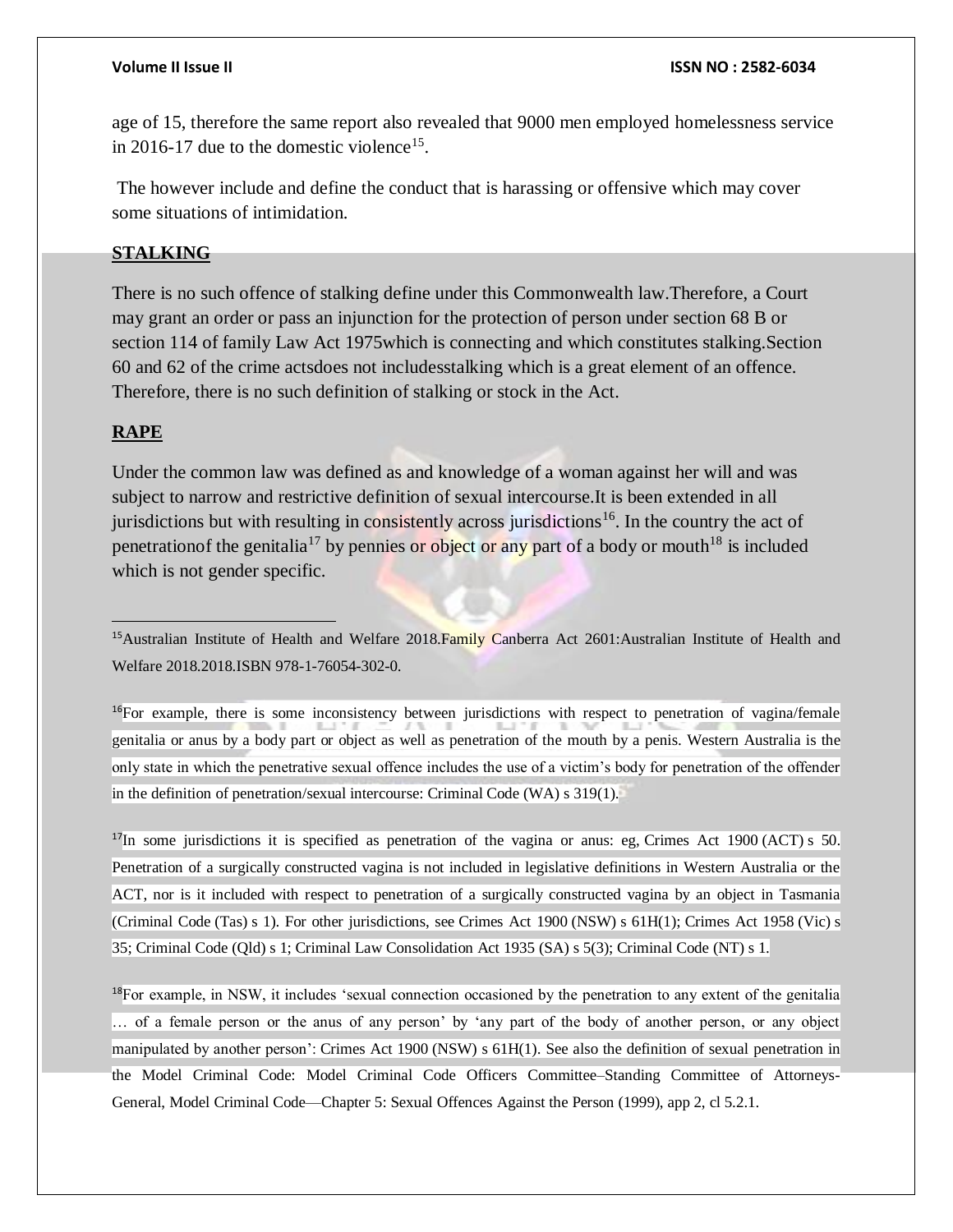age of 15, therefore the same report also revealed that 9000 men employed homelessness service in 2016-17 due to the domestic violence[15].

The however include and define the conduct that is harassing or offensive which may cover some situations of intimidation.

## **STALKING**

There is no such offence of stalking define under this Commonwealth law.Therefore, a Court may grant an order or pass an injunction for the protection of person under section 68 B or section 114 of family Law Act 1975which is connecting and which constitutes stalking.Section 60 and 62 of the crime actsdoes not includesstalking which is a great element of an offence. Therefore, there is no such definition of stalking or stock in the Act.

## **RAPE**

Under the common law was defined as and knowledge of a woman against her will and was subject to narrow and restrictive definition of sexual intercourse.It is been extended in all jurisdictions but with resulting in consistently across jurisdictions[16]. In the country the act of penetrationof the genitalia[17] by pennies or object or any part of a body or mouth[18] is included which is not gender specific.

---

[15]Australian Institute of Health and Welfare 2018.Family Canberra Act 2601:Australian Institute of Health and Welfare 2018.2018.ISBN 978-1-76054-302-0.

[16]For example, there is some inconsistency between jurisdictions with respect to penetration of vagina/female genitalia or anus by a body part or object as well as penetration of the mouth by a penis. Western Australia is the only state in which the penetrative sexual offence includes the use of a victim's body for penetration of the offender in the definition of penetration/sexual intercourse: Criminal Code (WA) s 319(1).

[17]In some jurisdictions it is specified as penetration of the vagina or anus: eg, Crimes Act 1900 (ACT) s 50. Penetration of a surgically constructed vagina is not included in legislative definitions in Western Australia or the ACT, nor is it included with respect to penetration of a surgically constructed vagina by an object in Tasmania (Criminal Code (Tas) s 1). For other jurisdictions, see Crimes Act 1900 (NSW) s 61H(1); Crimes Act 1958 (Vic) s 35; Criminal Code (Qld) s 1; Criminal Law Consolidation Act 1935 (SA) s 5(3); Criminal Code (NT) s 1.

[18]For example, in NSW, it includes 'sexual connection occasioned by the penetration to any extent of the genitalia … of a female person or the anus of any person' by 'any part of the body of another person, or any object manipulated by another person': Crimes Act 1900 (NSW) s 61H(1). See also the definition of sexual penetration in the Model Criminal Code: Model Criminal Code Officers Committee–Standing Committee of Attorneys-General, Model Criminal Code—Chapter 5: Sexual Offences Against the Person (1999), app 2, cl 5.2.1.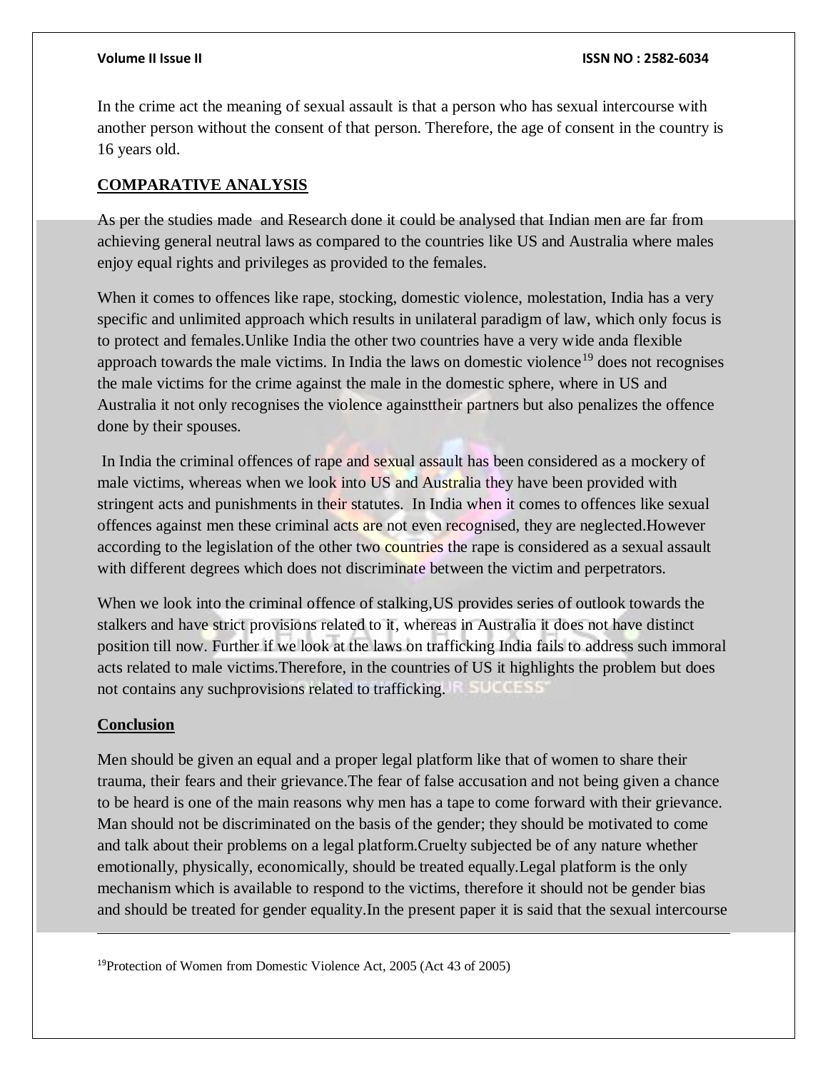In the crime act the meaning of sexual assault is that a person who has sexual intercourse with another person without the consent of that person. Therefore, the age of consent in the country is 16 years old.

## COMPARATIVE ANALYSIS

As per the studies made and Research done it could be analysed that Indian men are far from achieving general neutral laws as compared to the countries like US and Australia where males enjoy equal rights and privileges as provided to the females.

When it comes to offences like rape, stocking, domestic violence, molestation, India has a very specific and unlimited approach which results in unilateral paradigm of law, which only focus is to protect and females.Unlike India the other two countries have a very wide anda flexible approach towards the male victims. In India the laws on domestic violence[19] does not recognises the male victims for the crime against the male in the domestic sphere, where in US and Australia it not only recognises the violence againsttheir partners but also penalizes the offence done by their spouses.

In India the criminal offences of rape and sexual assault has been considered as a mockery of male victims, whereas when we look into US and Australia they have been provided with stringent acts and punishments in their statutes. In India when it comes to offences like sexual offences against men these criminal acts are not even recognised, they are neglected.However according to the legislation of the other two countries the rape is considered as a sexual assault with different degrees which does not discriminate between the victim and perpetrators.

When we look into the criminal offence of stalking,US provides series of outlook towards the stalkers and have strict provisions related to it, whereas in Australia it does not have distinct position till now. Further if we look at the laws on trafficking India fails to address such immoral acts related to male victims.Therefore, in the countries of US it highlights the problem but does not contains any suchprovisions related to trafficking.

## Conclusion

Men should be given an equal and a proper legal platform like that of women to share their trauma, their fears and their grievance.The fear of false accusation and not being given a chance to be heard is one of the main reasons why men has a tape to come forward with their grievance. Man should not be discriminated on the basis of the gender; they should be motivated to come and talk about their problems on a legal platform.Cruelty subjected be of any nature whether emotionally, physically, economically, should be treated equally.Legal platform is the only mechanism which is available to respond to the victims, therefore it should not be gender bias and should be treated for gender equality.In the present paper it is said that the sexual intercourse

---

[19]Protection of Women from Domestic Violence Act, 2005 (Act 43 of 2005)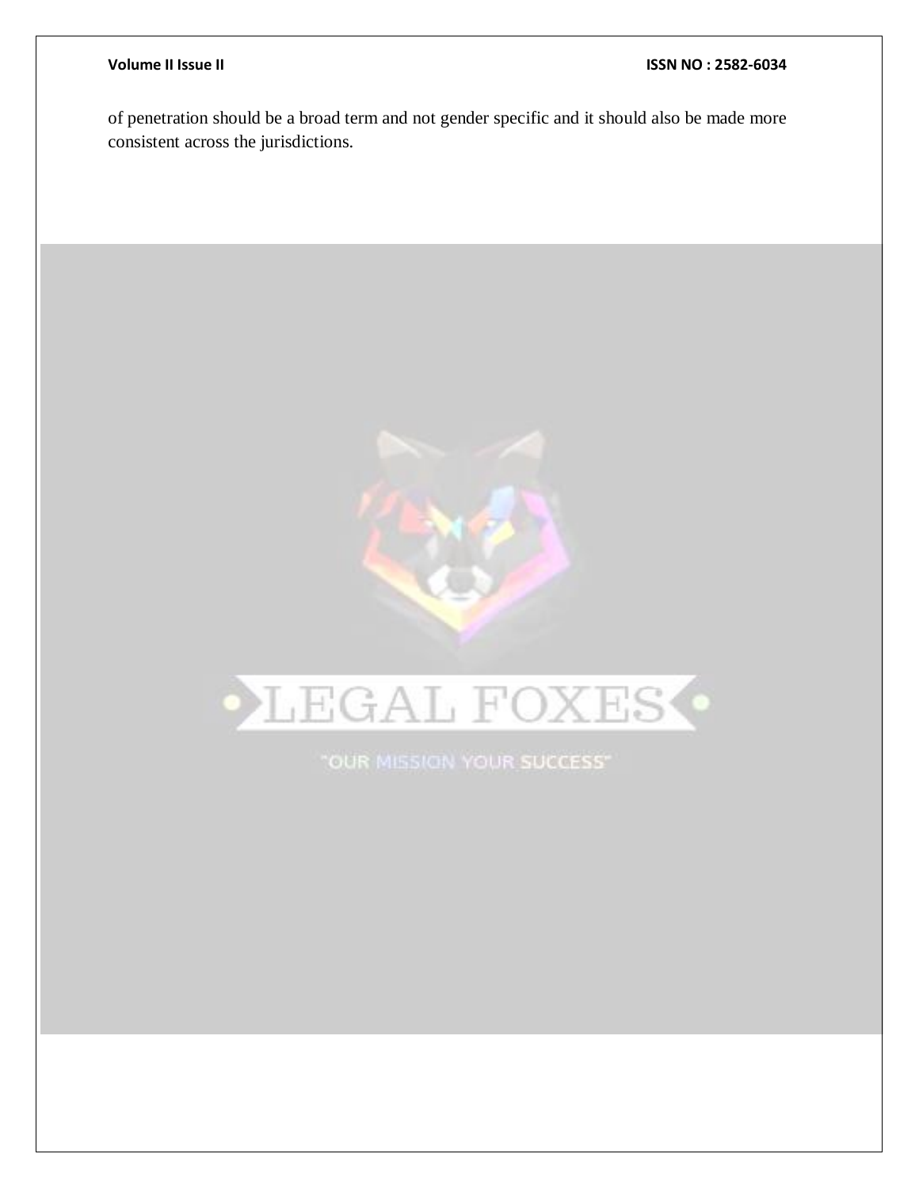of penetration should be a broad term and not gender specific and it should also be made more consistent across the jurisdictions.